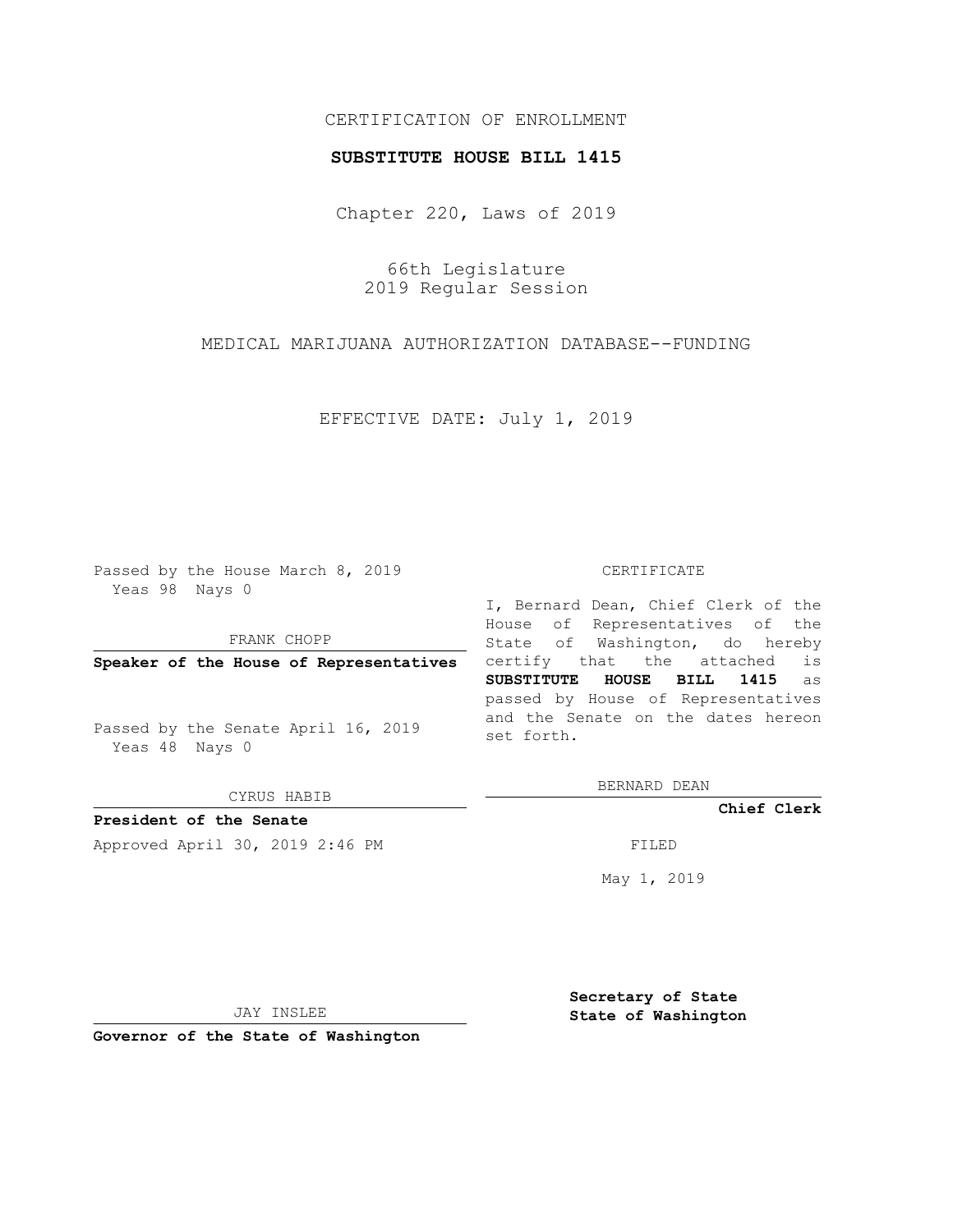CERTIFICATION OF ENROLLMENT

**SUBSTITUTE HOUSE BILL 1415**

Chapter 220, Laws of 2019

66th Legislature
2019 Regular Session

MEDICAL MARIJUANA AUTHORIZATION DATABASE--FUNDING

EFFECTIVE DATE: July 1, 2019

Passed by the House March 8, 2019
Yeas 98 Nays 0

FRANK CHOPP

**Speaker of the House of Representatives**

Passed by the Senate April 16, 2019
Yeas 48 Nays 0

CYRUS HABIB

**President of the Senate**

Approved April 30, 2019 2:46 PM

JAY INSLEE

**Governor of the State of Washington**

CERTIFICATE

I, Bernard Dean, Chief Clerk of the House of Representatives of the State of Washington, do hereby certify that the attached is **SUBSTITUTE HOUSE BILL 1415** as passed by House of Representatives and the Senate on the dates hereon set forth.

BERNARD DEAN

**Chief Clerk**

FILED

May 1, 2019

**Secretary of State**
**State of Washington**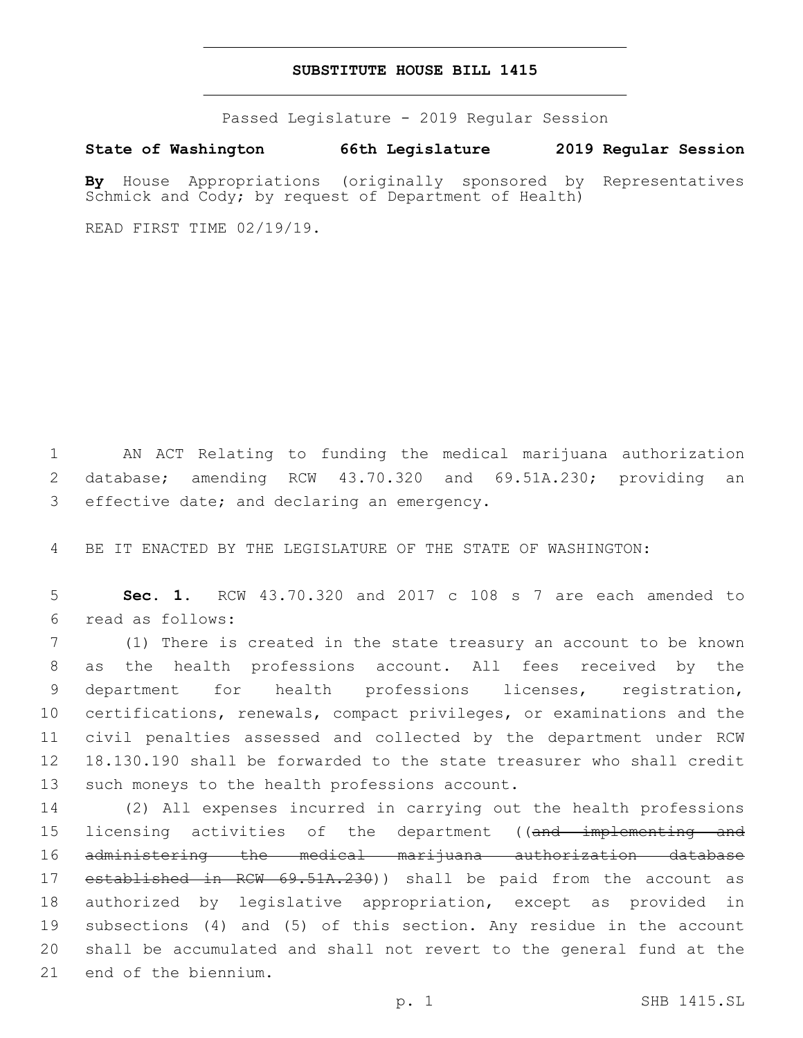# SUBSTITUTE HOUSE BILL 1415

Passed Legislature - 2019 Regular Session

**State of Washington 66th Legislature 2019 Regular Session**

**By** House Appropriations (originally sponsored by Representatives Schmick and Cody; by request of Department of Health)

READ FIRST TIME 02/19/19.

AN ACT Relating to funding the medical marijuana authorization database; amending RCW 43.70.320 and 69.51A.230; providing an effective date; and declaring an emergency.

BE IT ENACTED BY THE LEGISLATURE OF THE STATE OF WASHINGTON:

**Sec. 1.** RCW 43.70.320 and 2017 c 108 s 7 are each amended to read as follows:

(1) There is created in the state treasury an account to be known as the health professions account. All fees received by the department for health professions licenses, registration, certifications, renewals, compact privileges, or examinations and the civil penalties assessed and collected by the department under RCW 18.130.190 shall be forwarded to the state treasurer who shall credit such moneys to the health professions account.

(2) All expenses incurred in carrying out the health professions licensing activities of the department ((~~and implementing and administering the medical marijuana authorization database established in RCW 69.51A.230~~)) shall be paid from the account as authorized by legislative appropriation, except as provided in subsections (4) and (5) of this section. Any residue in the account shall be accumulated and shall not revert to the general fund at the end of the biennium.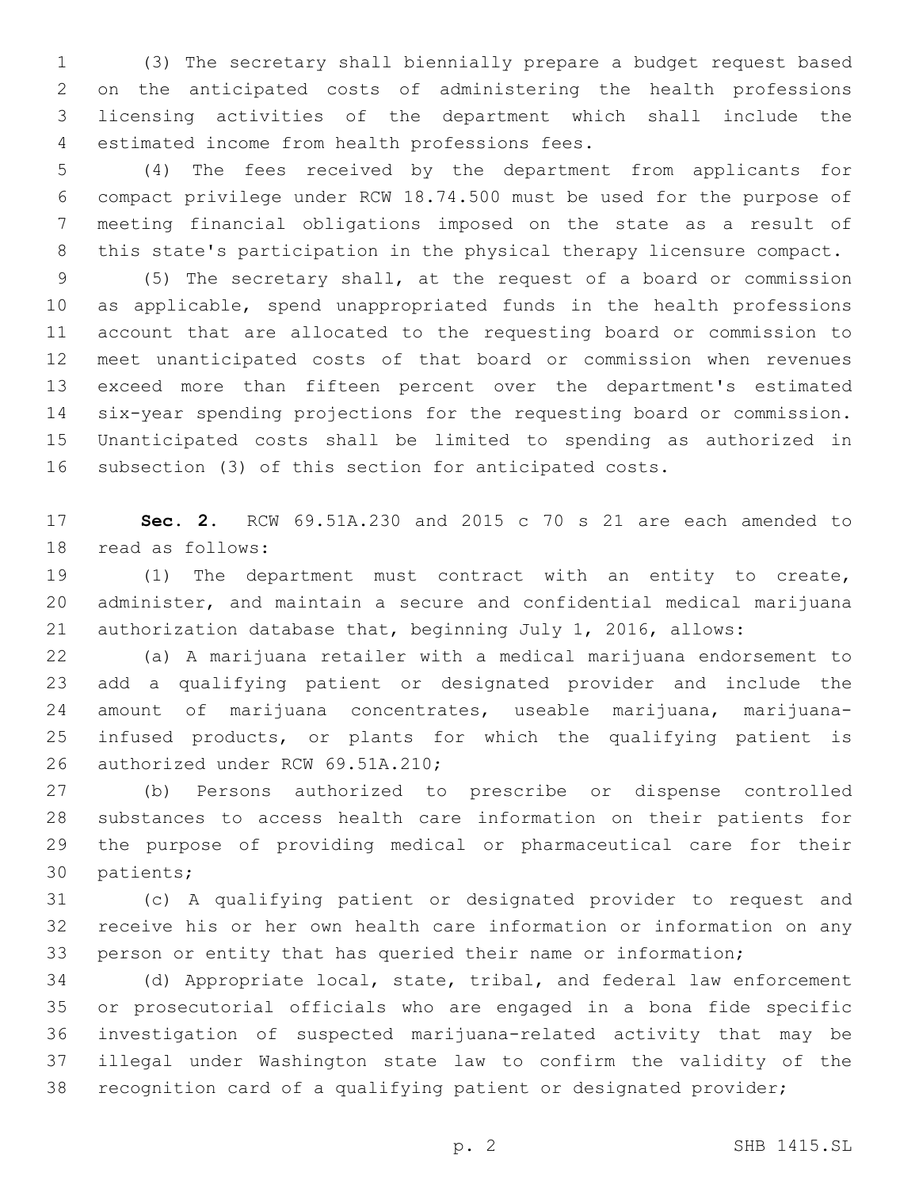(3) The secretary shall biennially prepare a budget request based on the anticipated costs of administering the health professions licensing activities of the department which shall include the estimated income from health professions fees.

(4) The fees received by the department from applicants for compact privilege under RCW 18.74.500 must be used for the purpose of meeting financial obligations imposed on the state as a result of this state's participation in the physical therapy licensure compact.

(5) The secretary shall, at the request of a board or commission as applicable, spend unappropriated funds in the health professions account that are allocated to the requesting board or commission to meet unanticipated costs of that board or commission when revenues exceed more than fifteen percent over the department's estimated six-year spending projections for the requesting board or commission. Unanticipated costs shall be limited to spending as authorized in subsection (3) of this section for anticipated costs.

**Sec. 2.** RCW 69.51A.230 and 2015 c 70 s 21 are each amended to read as follows:

(1) The department must contract with an entity to create, administer, and maintain a secure and confidential medical marijuana authorization database that, beginning July 1, 2016, allows:

(a) A marijuana retailer with a medical marijuana endorsement to add a qualifying patient or designated provider and include the amount of marijuana concentrates, useable marijuana, marijuana-infused products, or plants for which the qualifying patient is authorized under RCW 69.51A.210;

(b) Persons authorized to prescribe or dispense controlled substances to access health care information on their patients for the purpose of providing medical or pharmaceutical care for their patients;

(c) A qualifying patient or designated provider to request and receive his or her own health care information or information on any person or entity that has queried their name or information;

(d) Appropriate local, state, tribal, and federal law enforcement or prosecutorial officials who are engaged in a bona fide specific investigation of suspected marijuana-related activity that may be illegal under Washington state law to confirm the validity of the recognition card of a qualifying patient or designated provider;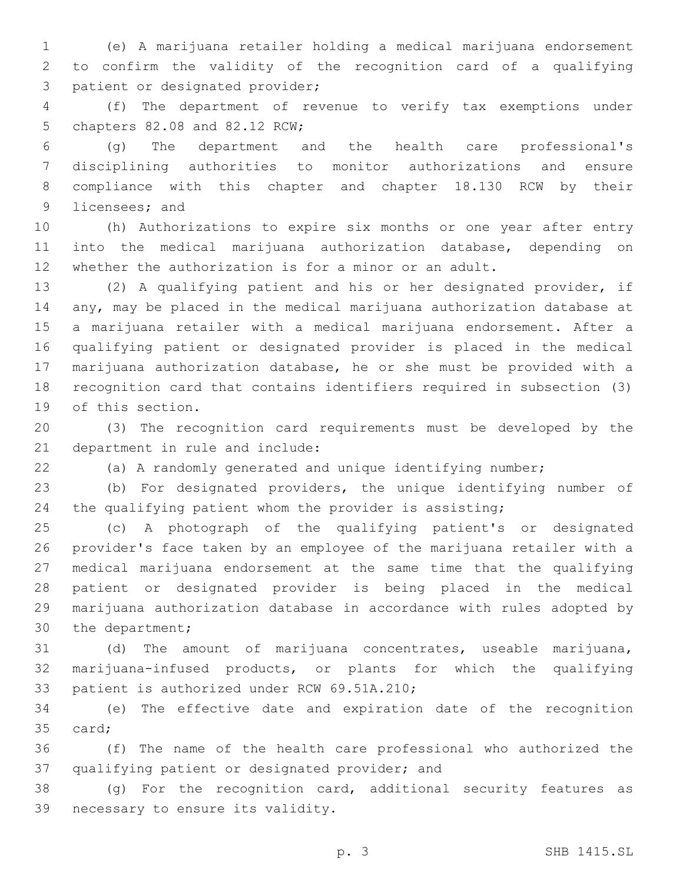(e) A marijuana retailer holding a medical marijuana endorsement to confirm the validity of the recognition card of a qualifying patient or designated provider;

(f) The department of revenue to verify tax exemptions under chapters 82.08 and 82.12 RCW;

(g) The department and the health care professional's disciplining authorities to monitor authorizations and ensure compliance with this chapter and chapter 18.130 RCW by their licensees; and

(h) Authorizations to expire six months or one year after entry into the medical marijuana authorization database, depending on whether the authorization is for a minor or an adult.

(2) A qualifying patient and his or her designated provider, if any, may be placed in the medical marijuana authorization database at a marijuana retailer with a medical marijuana endorsement. After a qualifying patient or designated provider is placed in the medical marijuana authorization database, he or she must be provided with a recognition card that contains identifiers required in subsection (3) of this section.

(3) The recognition card requirements must be developed by the department in rule and include:

(a) A randomly generated and unique identifying number;

(b) For designated providers, the unique identifying number of the qualifying patient whom the provider is assisting;

(c) A photograph of the qualifying patient's or designated provider's face taken by an employee of the marijuana retailer with a medical marijuana endorsement at the same time that the qualifying patient or designated provider is being placed in the medical marijuana authorization database in accordance with rules adopted by the department;

(d) The amount of marijuana concentrates, useable marijuana, marijuana-infused products, or plants for which the qualifying patient is authorized under RCW 69.51A.210;

(e) The effective date and expiration date of the recognition card;

(f) The name of the health care professional who authorized the qualifying patient or designated provider; and

(g) For the recognition card, additional security features as necessary to ensure its validity.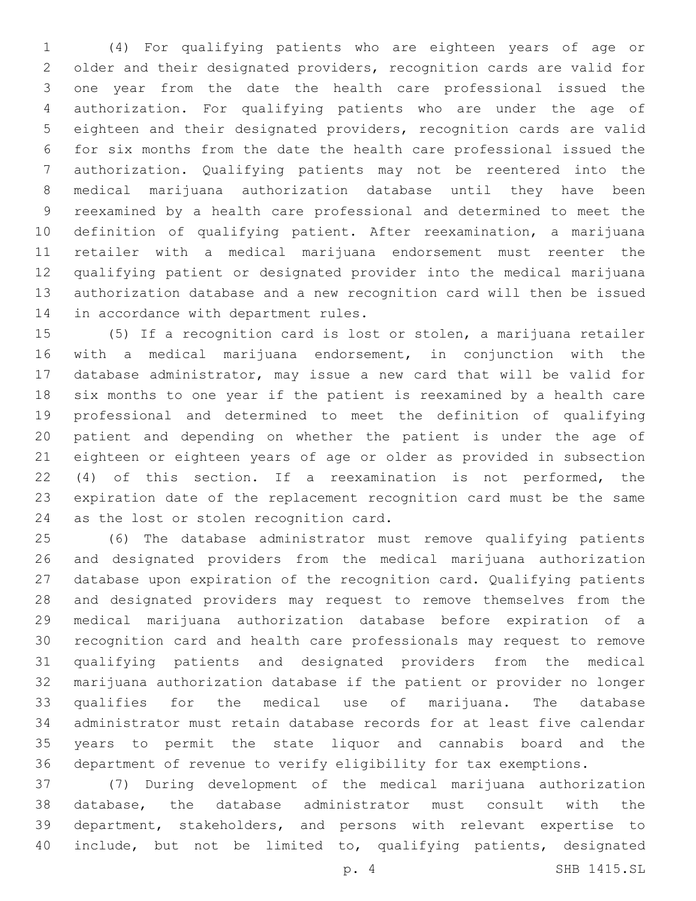(4) For qualifying patients who are eighteen years of age or older and their designated providers, recognition cards are valid for one year from the date the health care professional issued the authorization. For qualifying patients who are under the age of eighteen and their designated providers, recognition cards are valid for six months from the date the health care professional issued the authorization. Qualifying patients may not be reentered into the medical marijuana authorization database until they have been reexamined by a health care professional and determined to meet the definition of qualifying patient. After reexamination, a marijuana retailer with a medical marijuana endorsement must reenter the qualifying patient or designated provider into the medical marijuana authorization database and a new recognition card will then be issued in accordance with department rules.

(5) If a recognition card is lost or stolen, a marijuana retailer with a medical marijuana endorsement, in conjunction with the database administrator, may issue a new card that will be valid for six months to one year if the patient is reexamined by a health care professional and determined to meet the definition of qualifying patient and depending on whether the patient is under the age of eighteen or eighteen years of age or older as provided in subsection (4) of this section. If a reexamination is not performed, the expiration date of the replacement recognition card must be the same as the lost or stolen recognition card.

(6) The database administrator must remove qualifying patients and designated providers from the medical marijuana authorization database upon expiration of the recognition card. Qualifying patients and designated providers may request to remove themselves from the medical marijuana authorization database before expiration of a recognition card and health care professionals may request to remove qualifying patients and designated providers from the medical marijuana authorization database if the patient or provider no longer qualifies for the medical use of marijuana. The database administrator must retain database records for at least five calendar years to permit the state liquor and cannabis board and the department of revenue to verify eligibility for tax exemptions.

(7) During development of the medical marijuana authorization database, the database administrator must consult with the department, stakeholders, and persons with relevant expertise to include, but not be limited to, qualifying patients, designated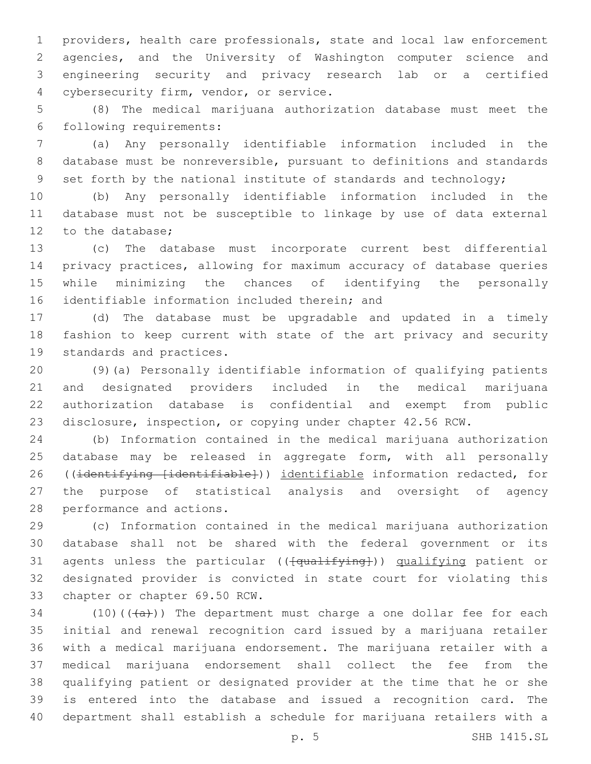providers, health care professionals, state and local law enforcement agencies, and the University of Washington computer science and engineering security and privacy research lab or a certified cybersecurity firm, vendor, or service.

(8) The medical marijuana authorization database must meet the following requirements:

(a) Any personally identifiable information included in the database must be nonreversible, pursuant to definitions and standards set forth by the national institute of standards and technology;

(b) Any personally identifiable information included in the database must not be susceptible to linkage by use of data external to the database;

(c) The database must incorporate current best differential privacy practices, allowing for maximum accuracy of database queries while minimizing the chances of identifying the personally identifiable information included therein; and

(d) The database must be upgradable and updated in a timely fashion to keep current with state of the art privacy and security standards and practices.

(9)(a) Personally identifiable information of qualifying patients and designated providers included in the medical marijuana authorization database is confidential and exempt from public disclosure, inspection, or copying under chapter 42.56 RCW.

(b) Information contained in the medical marijuana authorization database may be released in aggregate form, with all personally ((~~identifying [identifiable]~~)) identifiable information redacted, for the purpose of statistical analysis and oversight of agency performance and actions.

(c) Information contained in the medical marijuana authorization database shall not be shared with the federal government or its agents unless the particular ((~~[qualifying]~~)) qualifying patient or designated provider is convicted in state court for violating this chapter or chapter 69.50 RCW.

(10)((~~(a)~~)) The department must charge a one dollar fee for each initial and renewal recognition card issued by a marijuana retailer with a medical marijuana endorsement. The marijuana retailer with a medical marijuana endorsement shall collect the fee from the qualifying patient or designated provider at the time that he or she is entered into the database and issued a recognition card. The department shall establish a schedule for marijuana retailers with a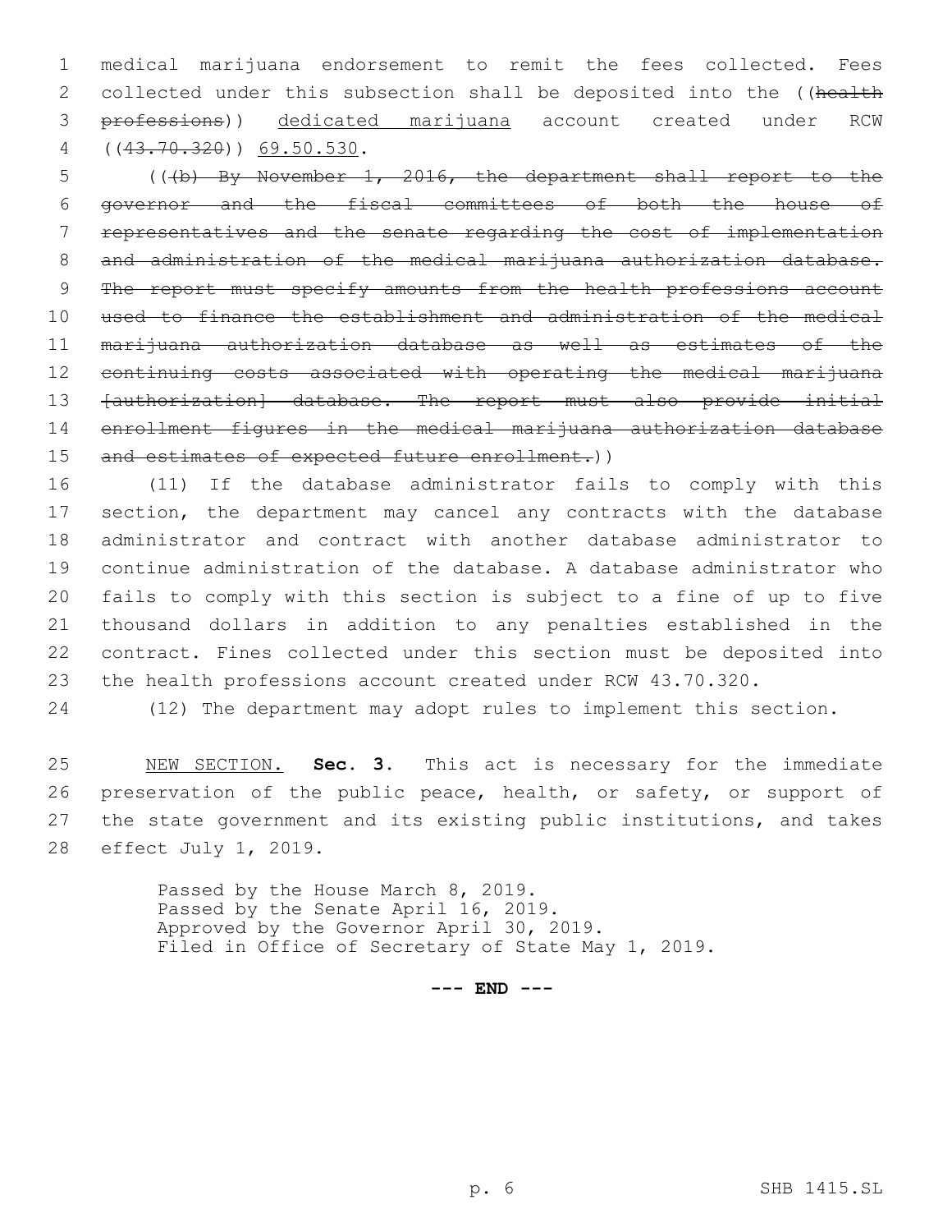medical marijuana endorsement to remit the fees collected. Fees collected under this subsection shall be deposited into the ((~~health professions~~)) dedicated marijuana account created under RCW ((~~43.70.320~~)) 69.50.530.

((~~(b) By November 1, 2016, the department shall report to the governor and the fiscal committees of both the house of representatives and the senate regarding the cost of implementation and administration of the medical marijuana authorization database. The report must specify amounts from the health professions account used to finance the establishment and administration of the medical marijuana authorization database as well as estimates of the continuing costs associated with operating the medical marijuana [authorization] database. The report must also provide initial enrollment figures in the medical marijuana authorization database and estimates of expected future enrollment.~~))

(11) If the database administrator fails to comply with this section, the department may cancel any contracts with the database administrator and contract with another database administrator to continue administration of the database. A database administrator who fails to comply with this section is subject to a fine of up to five thousand dollars in addition to any penalties established in the contract. Fines collected under this section must be deposited into the health professions account created under RCW 43.70.320.

(12) The department may adopt rules to implement this section.

NEW SECTION. **Sec. 3.** This act is necessary for the immediate preservation of the public peace, health, or safety, or support of the state government and its existing public institutions, and takes effect July 1, 2019.

Passed by the House March 8, 2019.
Passed by the Senate April 16, 2019.
Approved by the Governor April 30, 2019.
Filed in Office of Secretary of State May 1, 2019.

**--- END ---**